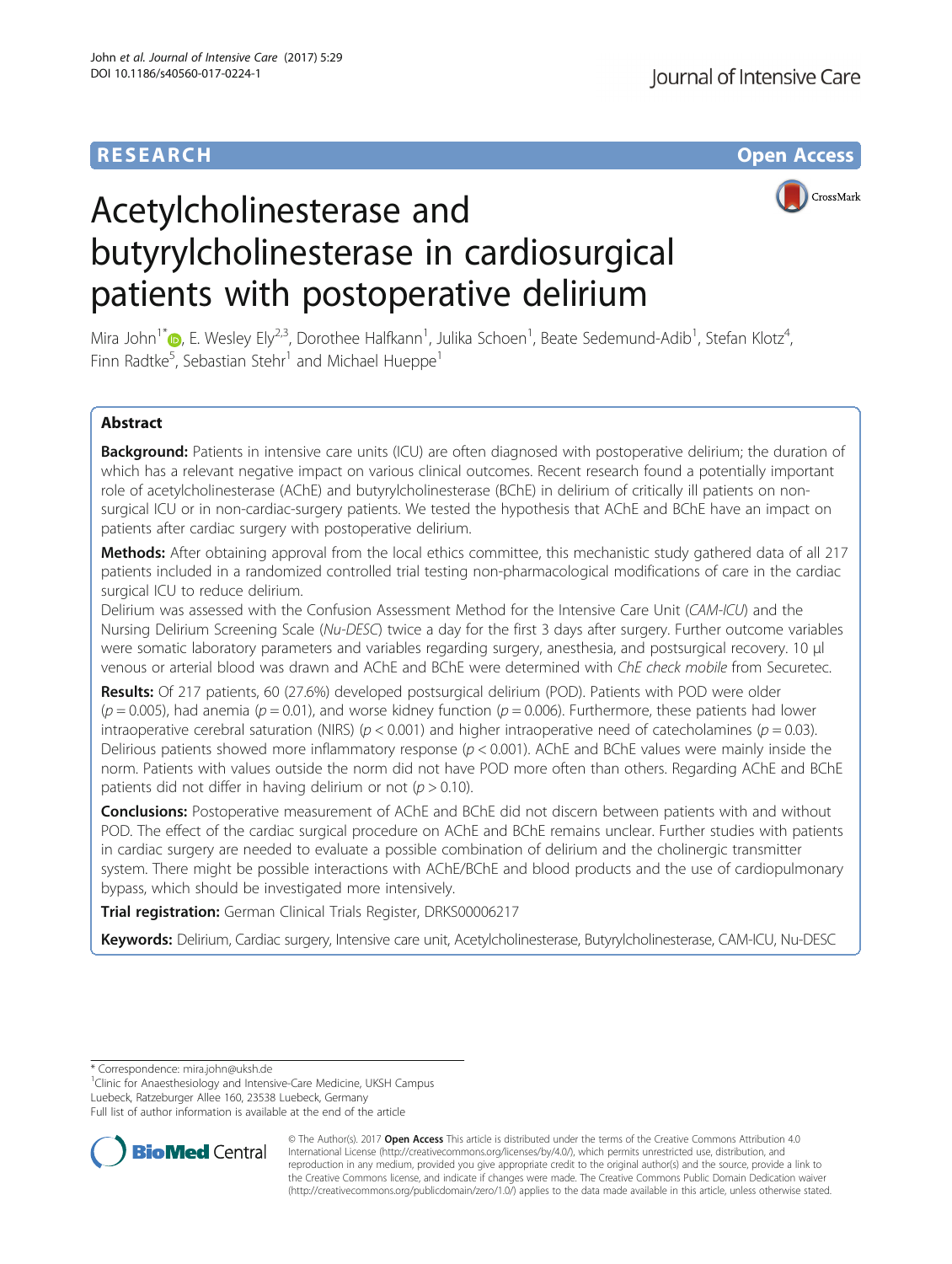**RESEARCH** **Open Access**

# Acetylcholinesterase and butyrylcholinesterase in cardiosurgical patients with postoperative delirium

Mira John[1*], E. Wesley Ely[2,3], Dorothee Halfkann[1], Julika Schoen[1], Beate Sedemund-Adib[1], Stefan Klotz[4], Finn Radtke[5], Sebastian Stehr[1] and Michael Hueppe[1]

## Abstract

**Background:** Patients in intensive care units (ICU) are often diagnosed with postoperative delirium; the duration of which has a relevant negative impact on various clinical outcomes. Recent research found a potentially important role of acetylcholinesterase (AChE) and butyrylcholinesterase (BChE) in delirium of critically ill patients on non-surgical ICU or in non-cardiac-surgery patients. We tested the hypothesis that AChE and BChE have an impact on patients after cardiac surgery with postoperative delirium.

**Methods:** After obtaining approval from the local ethics committee, this mechanistic study gathered data of all 217 patients included in a randomized controlled trial testing non-pharmacological modifications of care in the cardiac surgical ICU to reduce delirium.

Delirium was assessed with the Confusion Assessment Method for the Intensive Care Unit (*CAM-ICU*) and the Nursing Delirium Screening Scale (*Nu-DESC*) twice a day for the first 3 days after surgery. Further outcome variables were somatic laboratory parameters and variables regarding surgery, anesthesia, and postsurgical recovery. 10 μl venous or arterial blood was drawn and AChE and BChE were determined with *ChE check mobile* from Securetec.

**Results:** Of 217 patients, 60 (27.6%) developed postsurgical delirium (POD). Patients with POD were older ($p = 0.005$), had anemia ($p = 0.01$), and worse kidney function ($p = 0.006$). Furthermore, these patients had lower intraoperative cerebral saturation (NIRS) ($p < 0.001$) and higher intraoperative need of catecholamines ($p = 0.03$). Delirious patients showed more inflammatory response ($p < 0.001$). AChE and BChE values were mainly inside the norm. Patients with values outside the norm did not have POD more often than others. Regarding AChE and BChE patients did not differ in having delirium or not ($p > 0.10$).

**Conclusions:** Postoperative measurement of AChE and BChE did not discern between patients with and without POD. The effect of the cardiac surgical procedure on AChE and BChE remains unclear. Further studies with patients in cardiac surgery are needed to evaluate a possible combination of delirium and the cholinergic transmitter system. There might be possible interactions with AChE/BChE and blood products and the use of cardiopulmonary bypass, which should be investigated more intensively.

**Trial registration:** German Clinical Trials Register, DRKS00006217

**Keywords:** Delirium, Cardiac surgery, Intensive care unit, Acetylcholinesterase, Butyrylcholinesterase, CAM-ICU, Nu-DESC

---

\* Correspondence: mira.john@uksh.de

[1]Clinic for Anaesthesiology and Intensive-Care Medicine, UKSH Campus Luebeck, Ratzeburger Allee 160, 23538 Luebeck, Germany

Full list of author information is available at the end of the article

© The Author(s). 2017 **Open Access** This article is distributed under the terms of the Creative Commons Attribution 4.0 International License (http://creativecommons.org/licenses/by/4.0/), which permits unrestricted use, distribution, and reproduction in any medium, provided you give appropriate credit to the original author(s) and the source, provide a link to the Creative Commons license, and indicate if changes were made. The Creative Commons Public Domain Dedication waiver (http://creativecommons.org/publicdomain/zero/1.0/) applies to the data made available in this article, unless otherwise stated.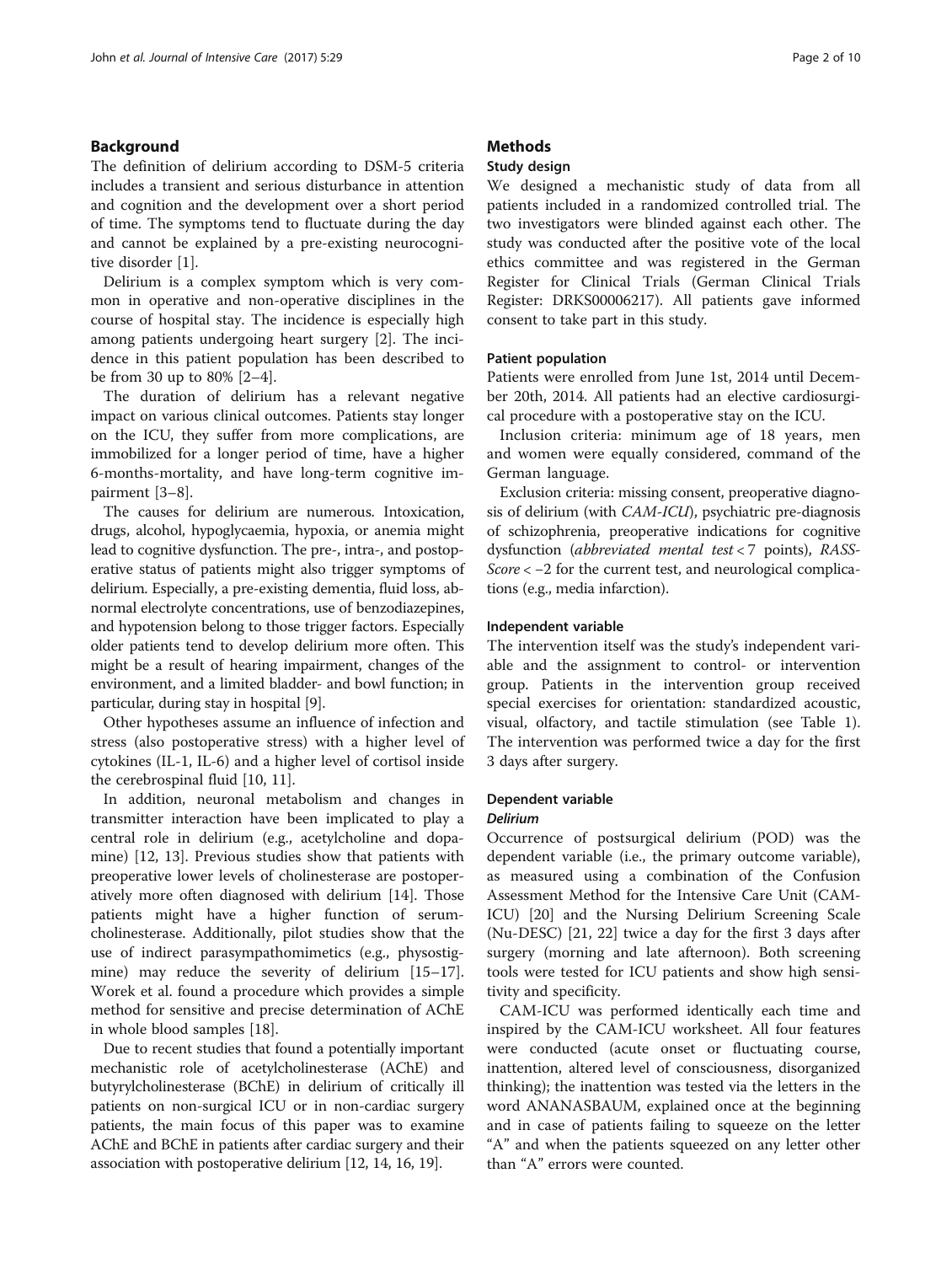## Background

The definition of delirium according to DSM-5 criteria includes a transient and serious disturbance in attention and cognition and the development over a short period of time. The symptoms tend to fluctuate during the day and cannot be explained by a pre-existing neurocognitive disorder [1].

Delirium is a complex symptom which is very common in operative and non-operative disciplines in the course of hospital stay. The incidence is especially high among patients undergoing heart surgery [2]. The incidence in this patient population has been described to be from 30 up to 80% [2–4].

The duration of delirium has a relevant negative impact on various clinical outcomes. Patients stay longer on the ICU, they suffer from more complications, are immobilized for a longer period of time, have a higher 6-months-mortality, and have long-term cognitive impairment [3–8].

The causes for delirium are numerous. Intoxication, drugs, alcohol, hypoglycaemia, hypoxia, or anemia might lead to cognitive dysfunction. The pre-, intra-, and postoperative status of patients might also trigger symptoms of delirium. Especially, a pre-existing dementia, fluid loss, abnormal electrolyte concentrations, use of benzodiazepines, and hypotension belong to those trigger factors. Especially older patients tend to develop delirium more often. This might be a result of hearing impairment, changes of the environment, and a limited bladder- and bowl function; in particular, during stay in hospital [9].

Other hypotheses assume an influence of infection and stress (also postoperative stress) with a higher level of cytokines (IL-1, IL-6) and a higher level of cortisol inside the cerebrospinal fluid [10, 11].

In addition, neuronal metabolism and changes in transmitter interaction have been implicated to play a central role in delirium (e.g., acetylcholine and dopamine) [12, 13]. Previous studies show that patients with preoperative lower levels of cholinesterase are postoperatively more often diagnosed with delirium [14]. Those patients might have a higher function of serum-cholinesterase. Additionally, pilot studies show that the use of indirect parasympathomimetics (e.g., physostigmine) may reduce the severity of delirium [15–17]. Worek et al. found a procedure which provides a simple method for sensitive and precise determination of AChE in whole blood samples [18].

Due to recent studies that found a potentially important mechanistic role of acetylcholinesterase (AChE) and butyrylcholinesterase (BChE) in delirium of critically ill patients on non-surgical ICU or in non-cardiac surgery patients, the main focus of this paper was to examine AChE and BChE in patients after cardiac surgery and their association with postoperative delirium [12, 14, 16, 19].

## Methods

### Study design

We designed a mechanistic study of data from all patients included in a randomized controlled trial. The two investigators were blinded against each other. The study was conducted after the positive vote of the local ethics committee and was registered in the German Register for Clinical Trials (German Clinical Trials Register: DRKS00006217). All patients gave informed consent to take part in this study.

### Patient population

Patients were enrolled from June 1st, 2014 until December 20th, 2014. All patients had an elective cardiosurgical procedure with a postoperative stay on the ICU.

Inclusion criteria: minimum age of 18 years, men and women were equally considered, command of the German language.

Exclusion criteria: missing consent, preoperative diagnosis of delirium (with *CAM-ICU*), psychiatric pre-diagnosis of schizophrenia, preoperative indications for cognitive dysfunction (*abbreviated mental test* < 7 points), *RASS-Score* < −2 for the current test, and neurological complications (e.g., media infarction).

### Independent variable

The intervention itself was the study's independent variable and the assignment to control- or intervention group. Patients in the intervention group received special exercises for orientation: standardized acoustic, visual, olfactory, and tactile stimulation (see Table 1). The intervention was performed twice a day for the first 3 days after surgery.

### Dependent variable

#### *Delirium*

Occurrence of postsurgical delirium (POD) was the dependent variable (i.e., the primary outcome variable), as measured using a combination of the Confusion Assessment Method for the Intensive Care Unit (CAM-ICU) [20] and the Nursing Delirium Screening Scale (Nu-DESC) [21, 22] twice a day for the first 3 days after surgery (morning and late afternoon). Both screening tools were tested for ICU patients and show high sensitivity and specificity.

CAM-ICU was performed identically each time and inspired by the CAM-ICU worksheet. All four features were conducted (acute onset or fluctuating course, inattention, altered level of consciousness, disorganized thinking); the inattention was tested via the letters in the word ANANASBAUM, explained once at the beginning and in case of patients failing to squeeze on the letter "A" and when the patients squeezed on any letter other than "A" errors were counted.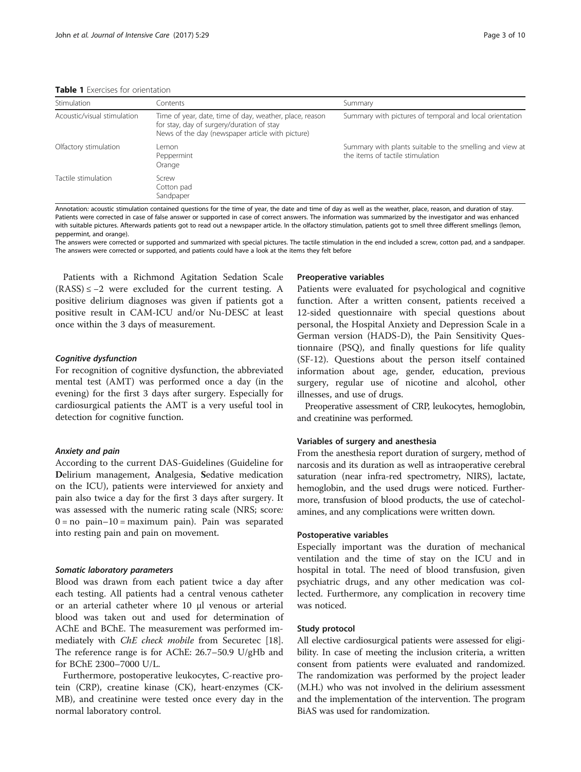**Table 1** Exercises for orientation

| Stimulation | Contents | Summary |
|---|---|---|
| Acoustic/visual stimulation | Time of year, date, time of day, weather, place, reason for stay, day of surgery/duration of stay<br>News of the day (newspaper article with picture) | Summary with pictures of temporal and local orientation |
| Olfactory stimulation | Lemon<br>Peppermint<br>Orange | Summary with plants suitable to the smelling and view at the items of tactile stimulation |
| Tactile stimulation | Screw<br>Cotton pad<br>Sandpaper | |

Annotation: acoustic stimulation contained questions for the time of year, the date and time of day as well as the weather, place, reason, and duration of stay. Patients were corrected in case of false answer or supported in case of correct answers. The information was summarized by the investigator and was enhanced with suitable pictures. Afterwards patients got to read out a newspaper article. In the olfactory stimulation, patients got to smell three different smellings (lemon, peppermint, and orange).
The answers were corrected or supported and summarized with special pictures. The tactile stimulation in the end included a screw, cotton pad, and a sandpaper. The answers were corrected or supported, and patients could have a look at the items they felt before

Patients with a Richmond Agitation Sedation Scale (RASS) $\leq -2$ were excluded for the current testing. A positive delirium diagnoses was given if patients got a positive result in CAM-ICU and/or Nu-DESC at least once within the 3 days of measurement.

#### *Cognitive dysfunction*

For recognition of cognitive dysfunction, the abbreviated mental test (AMT) was performed once a day (in the evening) for the first 3 days after surgery. Especially for cardiosurgical patients the AMT is a very useful tool in detection for cognitive function.

#### *Anxiety and pain*

According to the current DAS-Guidelines (Guideline for **D**elirium management, **A**nalgesia, **S**edative medication on the ICU), patients were interviewed for anxiety and pain also twice a day for the first 3 days after surgery. It was assessed with the numeric rating scale (NRS; score: 0 = no pain–10 = maximum pain). Pain was separated into resting pain and pain on movement.

#### *Somatic laboratory parameters*

Blood was drawn from each patient twice a day after each testing. All patients had a central venous catheter or an arterial catheter where 10 μl venous or arterial blood was taken out and used for determination of AChE and BChE. The measurement was performed immediately with *ChE check mobile* from Securetec [18]. The reference range is for AChE: 26.7–50.9 U/gHb and for BChE 2300–7000 U/L.

Furthermore, postoperative leukocytes, C-reactive protein (CRP), creatine kinase (CK), heart-enzymes (CK-MB), and creatinine were tested once every day in the normal laboratory control.

### Preoperative variables

Patients were evaluated for psychological and cognitive function. After a written consent, patients received a 12-sided questionnaire with special questions about personal, the Hospital Anxiety and Depression Scale in a German version (HADS-D), the Pain Sensitivity Questionnaire (PSQ), and finally questions for life quality (SF-12). Questions about the person itself contained information about age, gender, education, previous surgery, regular use of nicotine and alcohol, other illnesses, and use of drugs.

Preoperative assessment of CRP, leukocytes, hemoglobin, and creatinine was performed.

### Variables of surgery and anesthesia

From the anesthesia report duration of surgery, method of narcosis and its duration as well as intraoperative cerebral saturation (near infra-red spectrometry, NIRS), lactate, hemoglobin, and the used drugs were noticed. Furthermore, transfusion of blood products, the use of catecholamines, and any complications were written down.

### Postoperative variables

Especially important was the duration of mechanical ventilation and the time of stay on the ICU and in hospital in total. The need of blood transfusion, given psychiatric drugs, and any other medication was collected. Furthermore, any complication in recovery time was noticed.

### Study protocol

All elective cardiosurgical patients were assessed for eligibility. In case of meeting the inclusion criteria, a written consent from patients were evaluated and randomized. The randomization was performed by the project leader (M.H.) who was not involved in the delirium assessment and the implementation of the intervention. The program BiAS was used for randomization.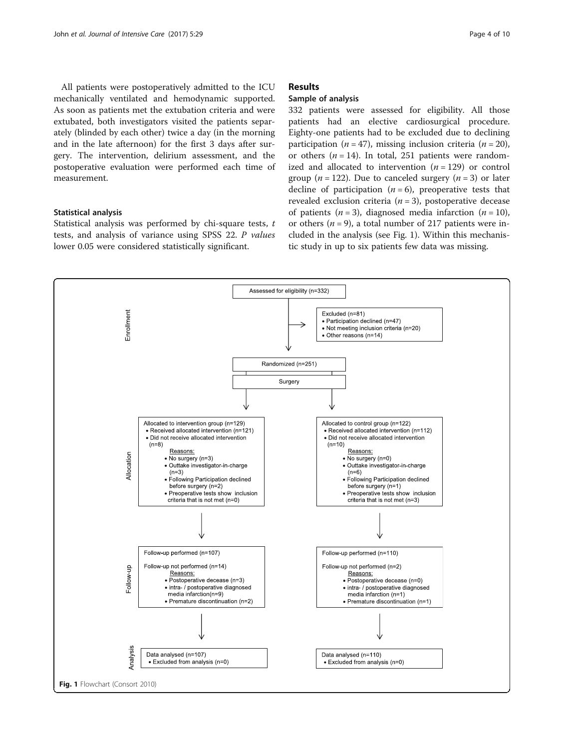All patients were postoperatively admitted to the ICU mechanically ventilated and hemodynamic supported. As soon as patients met the extubation criteria and were extubated, both investigators visited the patients separately (blinded by each other) twice a day (in the morning and in the late afternoon) for the first 3 days after surgery. The intervention, delirium assessment, and the postoperative evaluation were performed each time of measurement.

### Statistical analysis

Statistical analysis was performed by chi-square tests, *t* tests, and analysis of variance using SPSS 22. *P values* lower 0.05 were considered statistically significant.

## Results

### Sample of analysis

332 patients were assessed for eligibility. All those patients had an elective cardiosurgical procedure. Eighty-one patients had to be excluded due to declining participation ($n = 47$), missing inclusion criteria ($n = 20$), or others ($n = 14$). In total, 251 patients were randomized and allocated to intervention ($n = 129$) or control group ($n = 122$). Due to canceled surgery ($n = 3$) or later decline of participation ($n = 6$), preoperative tests that revealed exclusion criteria ($n = 3$), postoperative decease of patients ($n = 3$), diagnosed media infarction ($n = 10$), or others ($n = 9$), a total number of 217 patients were included in the analysis (see Fig. 1). Within this mechanistic study in up to six patients few data was missing.

**Enrollment**

Assessed for eligibility (n=332)

Excluded (n=81)
- Participation declined (n=47)
- Not meeting inclusion criteria (n=20)
- Other reasons (n=14)

Randomized (n=251)

Surgery

**Allocation**

Allocated to intervention group (n=129)
- Received allocated intervention (n=121)
- Did not receive allocated intervention (n=8)
  - Reasons:
    - No surgery (n=3)
    - Outtake investigator-in-charge (n=3)
    - Following Participation declined before surgery (n=2)
    - Preoperative tests show inclusion criteria that is not met (n=0)

Allocated to control group (n=122)
- Received allocated intervention (n=112)
- Did not receive allocated intervention (n=10)
  - Reasons:
    - No surgery (n=0)
    - Outtake investigator-in-charge (n=6)
    - Following Participation declined before surgery (n=1)
    - Preoperative tests show inclusion criteria that is not met (n=3)

**Follow-up**

Follow-up performed (n=107)

Follow-up not performed (n=14)
- Reasons:
  - Postoperative decease (n=3)
  - intra- / postoperative diagnosed media infarction(n=9)
  - Premature discontinuation (n=2)

Follow-up performed (n=110)

Follow-up not performed (n=2)
- Reasons:
  - Postoperative decease (n=0)
  - intra- / postoperative diagnosed media infarction (n=1)
  - Premature discontinuation (n=1)

**Analysis**

Data analysed (n=107)
- Excluded from analysis (n=0)

Data analysed (n=110)
- Excluded from analysis (n=0)

**Fig. 1** Flowchart (Consort 2010)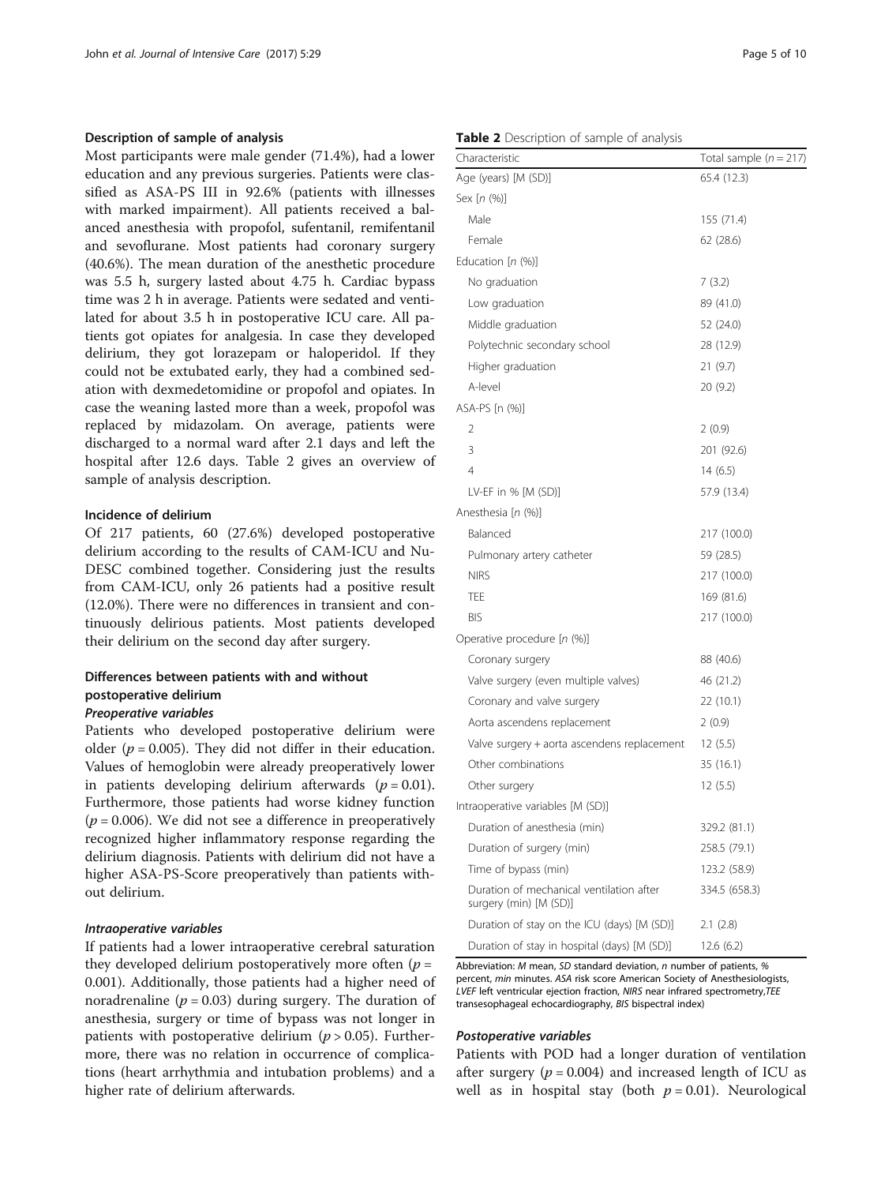### Description of sample of analysis

Most participants were male gender (71.4%), had a lower education and any previous surgeries. Patients were classified as ASA-PS III in 92.6% (patients with illnesses with marked impairment). All patients received a balanced anesthesia with propofol, sufentanil, remifentanil and sevoflurane. Most patients had coronary surgery (40.6%). The mean duration of the anesthetic procedure was 5.5 h, surgery lasted about 4.75 h. Cardiac bypass time was 2 h in average. Patients were sedated and ventilated for about 3.5 h in postoperative ICU care. All patients got opiates for analgesia. In case they developed delirium, they got lorazepam or haloperidol. If they could not be extubated early, they had a combined sedation with dexmedetomidine or propofol and opiates. In case the weaning lasted more than a week, propofol was replaced by midazolam. On average, patients were discharged to a normal ward after 2.1 days and left the hospital after 12.6 days. Table 2 gives an overview of sample of analysis description.

### Incidence of delirium

Of 217 patients, 60 (27.6%) developed postoperative delirium according to the results of CAM-ICU and Nu-DESC combined together. Considering just the results from CAM-ICU, only 26 patients had a positive result (12.0%). There were no differences in transient and continuously delirious patients. Most patients developed their delirium on the second day after surgery.

### Differences between patients with and without postoperative delirium

#### *Preoperative variables*

Patients who developed postoperative delirium were older ($p = 0.005$). They did not differ in their education. Values of hemoglobin were already preoperatively lower in patients developing delirium afterwards ($p = 0.01$). Furthermore, those patients had worse kidney function ($p = 0.006$). We did not see a difference in preoperatively recognized higher inflammatory response regarding the delirium diagnosis. Patients with delirium did not have a higher ASA-PS-Score preoperatively than patients without delirium.

#### *Intraoperative variables*

If patients had a lower intraoperative cerebral saturation they developed delirium postoperatively more often ($p = 0.001$). Additionally, those patients had a higher need of noradrenaline ($p = 0.03$) during surgery. The duration of anesthesia, surgery or time of bypass was not longer in patients with postoperative delirium ($p > 0.05$). Furthermore, there was no relation in occurrence of complications (heart arrhythmia and intubation problems) and a higher rate of delirium afterwards.

**Table 2** Description of sample of analysis

| Characteristic | Total sample ($n = 217$) |
|---|---|
| Age (years) [M (SD)] | 65.4 (12.3) |
| Sex [*n* (%)] | |
| Male | 155 (71.4) |
| Female | 62 (28.6) |
| Education [*n* (%)] | |
| No graduation | 7 (3.2) |
| Low graduation | 89 (41.0) |
| Middle graduation | 52 (24.0) |
| Polytechnic secondary school | 28 (12.9) |
| Higher graduation | 21 (9.7) |
| A-level | 20 (9.2) |
| ASA-PS [n (%)] | |
| 2 | 2 (0.9) |
| 3 | 201 (92.6) |
| 4 | 14 (6.5) |
| LV-EF in % [M (SD)] | 57.9 (13.4) |
| Anesthesia [*n* (%)] | |
| Balanced | 217 (100.0) |
| Pulmonary artery catheter | 59 (28.5) |
| NIRS | 217 (100.0) |
| TEE | 169 (81.6) |
| BIS | 217 (100.0) |
| Operative procedure [*n* (%)] | |
| Coronary surgery | 88 (40.6) |
| Valve surgery (even multiple valves) | 46 (21.2) |
| Coronary and valve surgery | 22 (10.1) |
| Aorta ascendens replacement | 2 (0.9) |
| Valve surgery + aorta ascendens replacement | 12 (5.5) |
| Other combinations | 35 (16.1) |
| Other surgery | 12 (5.5) |
| Intraoperative variables [M (SD)] | |
| Duration of anesthesia (min) | 329.2 (81.1) |
| Duration of surgery (min) | 258.5 (79.1) |
| Time of bypass (min) | 123.2 (58.9) |
| Duration of mechanical ventilation after surgery (min) [M (SD)] | 334.5 (658.3) |
| Duration of stay on the ICU (days) [M (SD)] | 2.1 (2.8) |
| Duration of stay in hospital (days) [M (SD)] | 12.6 (6.2) |

Abbreviation: *M* mean, *SD* standard deviation, *n* number of patients, % percent, *min* minutes. *ASA* risk score American Society of Anesthesiologists, *LVEF* left ventricular ejection fraction, *NIRS* near infrared spectrometry, *TEE* transesophageal echocardiography, *BIS* bispectral index)

#### *Postoperative variables*

Patients with POD had a longer duration of ventilation after surgery ($p = 0.004$) and increased length of ICU as well as in hospital stay (both $p = 0.01$). Neurological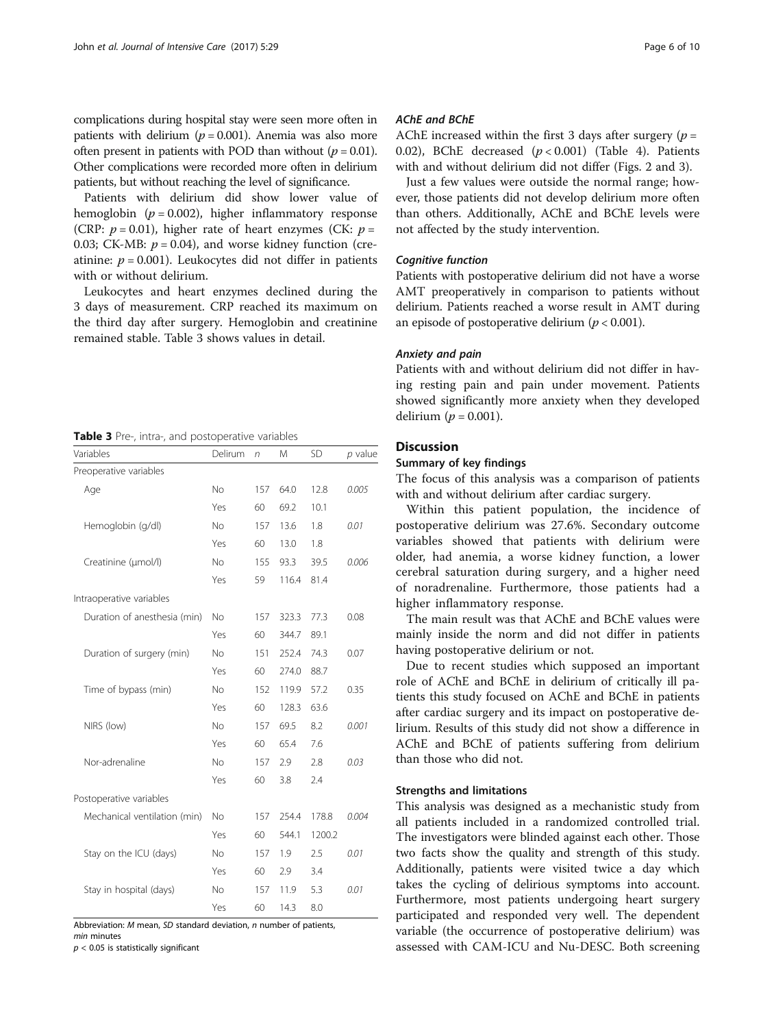complications during hospital stay were seen more often in patients with delirium ($p = 0.001$). Anemia was also more often present in patients with POD than without ($p = 0.01$). Other complications were recorded more often in delirium patients, but without reaching the level of significance.

Patients with delirium did show lower value of hemoglobin ($p = 0.002$), higher inflammatory response (CRP: $p = 0.01$), higher rate of heart enzymes (CK: $p =$ 0.03; CK-MB: $p = 0.04$), and worse kidney function (creatinine: $p = 0.001$). Leukocytes did not differ in patients with or without delirium.

Leukocytes and heart enzymes declined during the 3 days of measurement. CRP reached its maximum on the third day after surgery. Hemoglobin and creatinine remained stable. Table 3 shows values in detail.

**Table 3** Pre-, intra-, and postoperative variables

| Variables | Delirum | n | M | SD | p value |
|---|---|---|---|---|---|
| Preoperative variables | | | | | |
| Age | No | 157 | 64.0 | 12.8 | *0.005* |
| | Yes | 60 | 69.2 | 10.1 | |
| Hemoglobin (g/dl) | No | 157 | 13.6 | 1.8 | *0.01* |
| | Yes | 60 | 13.0 | 1.8 | |
| Creatinine (µmol/l) | No | 155 | 93.3 | 39.5 | *0.006* |
| | Yes | 59 | 116.4 | 81.4 | |
| Intraoperative variables | | | | | |
| Duration of anesthesia (min) | No | 157 | 323.3 | 77.3 | 0.08 |
| | Yes | 60 | 344.7 | 89.1 | |
| Duration of surgery (min) | No | 151 | 252.4 | 74.3 | 0.07 |
| | Yes | 60 | 274.0 | 88.7 | |
| Time of bypass (min) | No | 152 | 119.9 | 57.2 | 0.35 |
| | Yes | 60 | 128.3 | 63.6 | |
| NIRS (low) | No | 157 | 69.5 | 8.2 | *0.001* |
| | Yes | 60 | 65.4 | 7.6 | |
| Nor-adrenaline | No | 157 | 2.9 | 2.8 | *0.03* |
| | Yes | 60 | 3.8 | 2.4 | |
| Postoperative variables | | | | | |
| Mechanical ventilation (min) | No | 157 | 254.4 | 178.8 | *0.004* |
| | Yes | 60 | 544.1 | 1200.2 | |
| Stay on the ICU (days) | No | 157 | 1.9 | 2.5 | *0.01* |
| | Yes | 60 | 2.9 | 3.4 | |
| Stay in hospital (days) | No | 157 | 11.9 | 5.3 | *0.01* |
| | Yes | 60 | 14.3 | 8.0 | |

Abbreviation: *M* mean, *SD* standard deviation, *n* number of patients, *min* minutes
$p < 0.05$ is statistically significant

#### *AChE and BChE*

AChE increased within the first 3 days after surgery ($p =$ 0.02), BChE decreased ($p < 0.001$) (Table 4). Patients with and without delirium did not differ (Figs. 2 and 3).

Just a few values were outside the normal range; however, those patients did not develop delirium more often than others. Additionally, AChE and BChE levels were not affected by the study intervention.

#### *Cognitive function*

Patients with postoperative delirium did not have a worse AMT preoperatively in comparison to patients without delirium. Patients reached a worse result in AMT during an episode of postoperative delirium ($p < 0.001$).

#### *Anxiety and pain*

Patients with and without delirium did not differ in having resting pain and pain under movement. Patients showed significantly more anxiety when they developed delirium ($p = 0.001$).

## Discussion

### Summary of key findings

The focus of this analysis was a comparison of patients with and without delirium after cardiac surgery.

Within this patient population, the incidence of postoperative delirium was 27.6%. Secondary outcome variables showed that patients with delirium were older, had anemia, a worse kidney function, a lower cerebral saturation during surgery, and a higher need of noradrenaline. Furthermore, those patients had a higher inflammatory response.

The main result was that AChE and BChE values were mainly inside the norm and did not differ in patients having postoperative delirium or not.

Due to recent studies which supposed an important role of AChE and BChE in delirium of critically ill patients this study focused on AChE and BChE in patients after cardiac surgery and its impact on postoperative delirium. Results of this study did not show a difference in AChE and BChE of patients suffering from delirium than those who did not.

### Strengths and limitations

This analysis was designed as a mechanistic study from all patients included in a randomized controlled trial. The investigators were blinded against each other. Those two facts show the quality and strength of this study. Additionally, patients were visited twice a day which takes the cycling of delirious symptoms into account. Furthermore, most patients undergoing heart surgery participated and responded very well. The dependent variable (the occurrence of postoperative delirium) was assessed with CAM-ICU and Nu-DESC. Both screening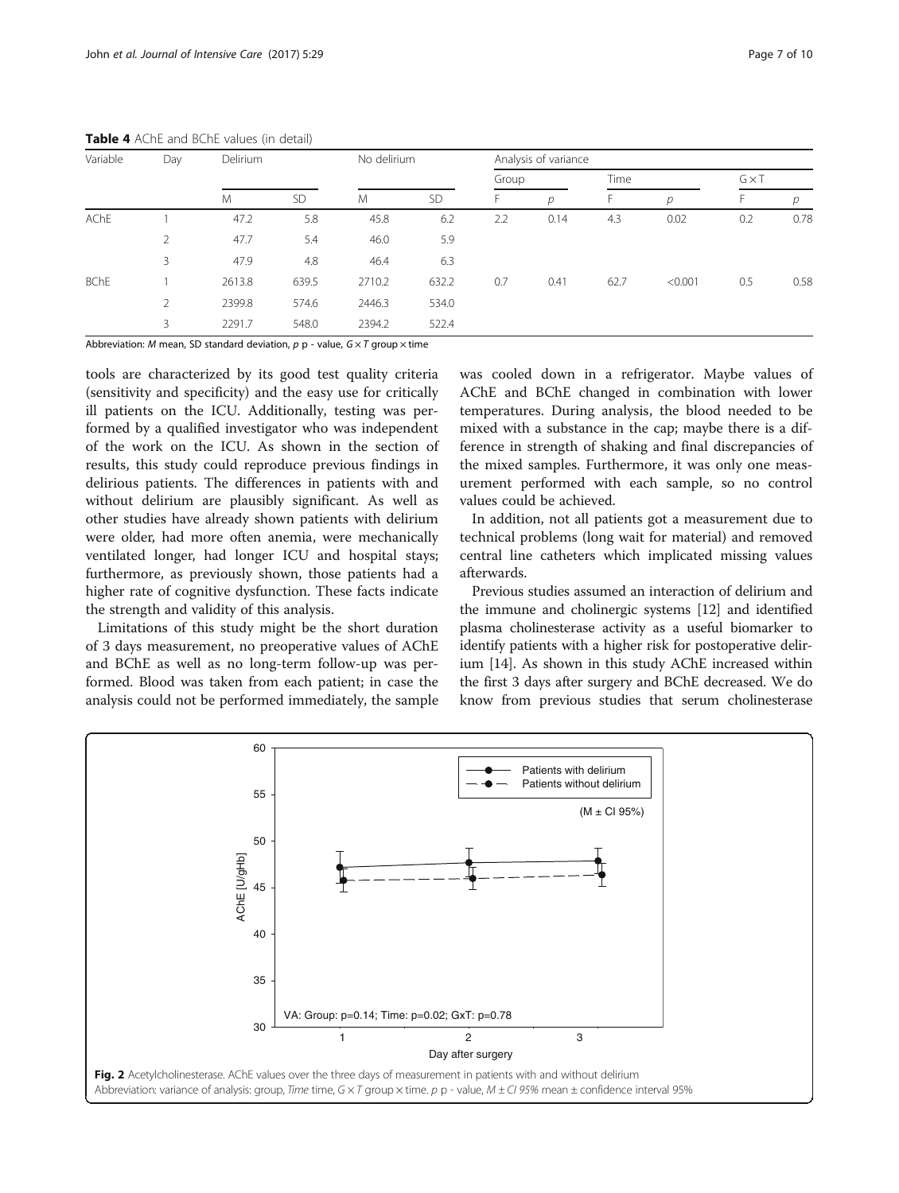**Table 4** AChE and BChE values (in detail)

| Variable | Day | Delirium | | No delirium | | Analysis of variance | | | | | |
|---|---|---|---|---|---|---|---|---|---|---|---|
| | | | | | | Group | | Time | | G × T | |
| | | M | SD | M | SD | F | p | F | p | F | p |
| AChE | 1 | 47.2 | 5.8 | 45.8 | 6.2 | 2.2 | 0.14 | 4.3 | 0.02 | 0.2 | 0.78 |
| | 2 | 47.7 | 5.4 | 46.0 | 5.9 | | | | | | |
| | 3 | 47.9 | 4.8 | 46.4 | 6.3 | | | | | | |
| BChE | 1 | 2613.8 | 639.5 | 2710.2 | 632.2 | 0.7 | 0.41 | 62.7 | <0.001 | 0.5 | 0.58 |
| | 2 | 2399.8 | 574.6 | 2446.3 | 534.0 | | | | | | |
| | 3 | 2291.7 | 548.0 | 2394.2 | 522.4 | | | | | | |

Abbreviation: *M* mean, SD standard deviation, *p* p - value, *G* × *T* group × time

tools are characterized by its good test quality criteria (sensitivity and specificity) and the easy use for critically ill patients on the ICU. Additionally, testing was performed by a qualified investigator who was independent of the work on the ICU. As shown in the section of results, this study could reproduce previous findings in delirious patients. The differences in patients with and without delirium are plausibly significant. As well as other studies have already shown patients with delirium were older, had more often anemia, were mechanically ventilated longer, had longer ICU and hospital stays; furthermore, as previously shown, those patients had a higher rate of cognitive dysfunction. These facts indicate the strength and validity of this analysis.

Limitations of this study might be the short duration of 3 days measurement, no preoperative values of AChE and BChE as well as no long-term follow-up was performed. Blood was taken from each patient; in case the analysis could not be performed immediately, the sample was cooled down in a refrigerator. Maybe values of AChE and BChE changed in combination with lower temperatures. During analysis, the blood needed to be mixed with a substance in the cap; maybe there is a difference in strength of shaking and final discrepancies of the mixed samples. Furthermore, it was only one measurement performed with each sample, so no control values could be achieved.

In addition, not all patients got a measurement due to technical problems (long wait for material) and removed central line catheters which implicated missing values afterwards.

Previous studies assumed an interaction of delirium and the immune and cholinergic systems [12] and identified plasma cholinesterase activity as a useful biomarker to identify patients with a higher risk for postoperative delirium [14]. As shown in this study AChE increased within the first 3 days after surgery and BChE decreased. We do know from previous studies that serum cholinesterase

Patients with delirium
Patients without delirium
(M ± CI 95%)
AChE [U/gHb]
60
55
50
45
40
35
30
VA: Group: p=0.14; Time: p=0.02; GxT: p=0.78
1
2
3
Day after surgery

**Fig. 2** Acetylcholinesterase. AChE values over the three days of measurement in patients with and without delirium
Abbreviation: variance of analysis: group, *Time* time, *G* × *T* group × time. *p* p - value, *M* ± *CI 95%* mean ± confidence interval 95%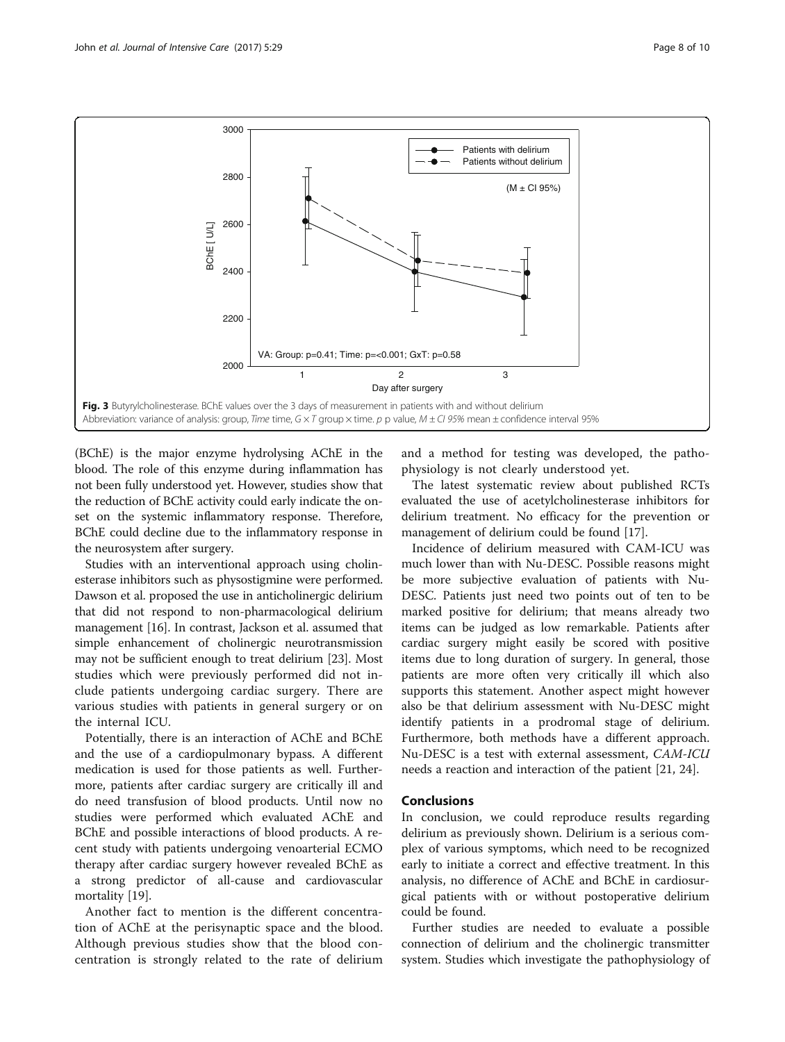**Fig. 3** Butyrylcholinesterase. BChE values over the 3 days of measurement in patients with and without delirium
Abbreviation: variance of analysis: group, *Time* time, *G × T* group × time. *p* p value, *M ± CI 95%* mean ± confidence interval 95%

(BChE) is the major enzyme hydrolysing AChE in the blood. The role of this enzyme during inflammation has not been fully understood yet. However, studies show that the reduction of BChE activity could early indicate the onset on the systemic inflammatory response. Therefore, BChE could decline due to the inflammatory response in the neurosystem after surgery.

Studies with an interventional approach using cholinesterase inhibitors such as physostigmine were performed. Dawson et al. proposed the use in anticholinergic delirium that did not respond to non-pharmacological delirium management [16]. In contrast, Jackson et al. assumed that simple enhancement of cholinergic neurotransmission may not be sufficient enough to treat delirium [23]. Most studies which were previously performed did not include patients undergoing cardiac surgery. There are various studies with patients in general surgery or on the internal ICU.

Potentially, there is an interaction of AChE and BChE and the use of a cardiopulmonary bypass. A different medication is used for those patients as well. Furthermore, patients after cardiac surgery are critically ill and do need transfusion of blood products. Until now no studies were performed which evaluated AChE and BChE and possible interactions of blood products. A recent study with patients undergoing venoarterial ECMO therapy after cardiac surgery however revealed BChE as a strong predictor of all-cause and cardiovascular mortality [19].

Another fact to mention is the different concentration of AChE at the perisynaptic space and the blood. Although previous studies show that the blood concentration is strongly related to the rate of delirium and a method for testing was developed, the pathophysiology is not clearly understood yet.

The latest systematic review about published RCTs evaluated the use of acetylcholinesterase inhibitors for delirium treatment. No efficacy for the prevention or management of delirium could be found [17].

Incidence of delirium measured with CAM-ICU was much lower than with Nu-DESC. Possible reasons might be more subjective evaluation of patients with Nu-DESC. Patients just need two points out of ten to be marked positive for delirium; that means already two items can be judged as low remarkable. Patients after cardiac surgery might easily be scored with positive items due to long duration of surgery. In general, those patients are more often very critically ill which also supports this statement. Another aspect might however also be that delirium assessment with Nu-DESC might identify patients in a prodromal stage of delirium. Furthermore, both methods have a different approach. Nu-DESC is a test with external assessment, *CAM-ICU* needs a reaction and interaction of the patient [21, 24].

## Conclusions

In conclusion, we could reproduce results regarding delirium as previously shown. Delirium is a serious complex of various symptoms, which need to be recognized early to initiate a correct and effective treatment. In this analysis, no difference of AChE and BChE in cardiosurgical patients with or without postoperative delirium could be found.

Further studies are needed to evaluate a possible connection of delirium and the cholinergic transmitter system. Studies which investigate the pathophysiology of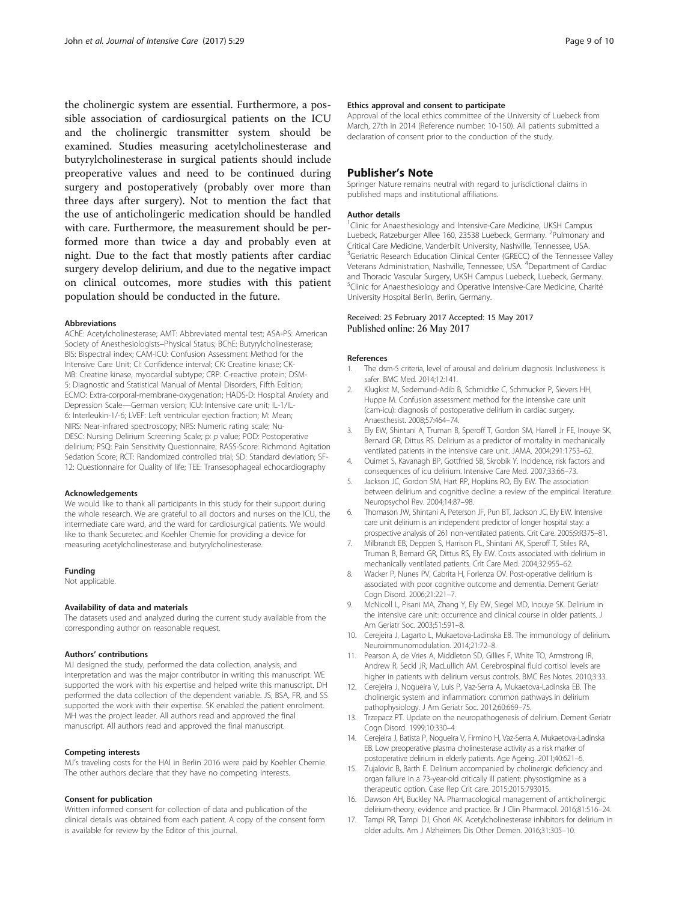the cholinergic system are essential. Furthermore, a possible association of cardiosurgical patients on the ICU and the cholinergic transmitter system should be examined. Studies measuring acetylcholinesterase and butyrylcholinesterase in surgical patients should include preoperative values and need to be continued during surgery and postoperatively (probably over more than three days after surgery). Not to mention the fact that the use of anticholingeric medication should be handled with care. Furthermore, the measurement should be performed more than twice a day and probably even at night. Due to the fact that mostly patients after cardiac surgery develop delirium, and due to the negative impact on clinical outcomes, more studies with this patient population should be conducted in the future.

#### Abbreviations

AChE: Acetylcholinesterase; AMT: Abbreviated mental test; ASA-PS: American Society of Anesthesiologists–Physical Status; BChE: Butyrylcholinesterase; BIS: Bispectral index; CAM-ICU: Confusion Assessment Method for the Intensive Care Unit; CI: Confidence interval; CK: Creatine kinase; CK-MB: Creatine kinase, myocardial subtype; CRP: C-reactive protein; DSM-5: Diagnostic and Statistical Manual of Mental Disorders, Fifth Edition; ECMO: Extra-corporal-membrane-oxygenation; HADS-D: Hospital Anxiety and Depression Scale—German version; ICU: Intensive care unit; IL-1/IL-6: Interleukin-1/-6; LVEF: Left ventricular ejection fraction; M: Mean; NIRS: Near-infrared spectroscopy; NRS: Numeric rating scale; Nu-DESC: Nursing Delirium Screening Scale; p: *p* value; POD: Postoperative delirium; PSQ: Pain Sensitivity Questionnaire; RASS-Score: Richmond Agitation Sedation Score; RCT: Randomized controlled trial; SD: Standard deviation; SF-12: Questionnaire for Quality of life; TEE: Transesophageal echocardiography

#### Acknowledgements

We would like to thank all participants in this study for their support during the whole research. We are grateful to all doctors and nurses on the ICU, the intermediate care ward, and the ward for cardiosurgical patients. We would like to thank Securetec and Koehler Chemie for providing a device for measuring acetylcholinesterase and butyrylcholinesterase.

#### Funding

Not applicable.

#### Availability of data and materials

The datasets used and analyzed during the current study available from the corresponding author on reasonable request.

#### Authors' contributions

MJ designed the study, performed the data collection, analysis, and interpretation and was the major contributor in writing this manuscript. WE supported the work with his expertise and helped write this manuscript. DH performed the data collection of the dependent variable. JS, BSA, FR, and SS supported the work with their expertise. SK enabled the patient enrolment. MH was the project leader. All authors read and approved the final manuscript. All authors read and approved the final manuscript.

#### Competing interests

MJ's traveling costs for the HAI in Berlin 2016 were paid by Koehler Chemie. The other authors declare that they have no competing interests.

#### Consent for publication

Written informed consent for collection of data and publication of the clinical details was obtained from each patient. A copy of the consent form is available for review by the Editor of this journal.

#### Ethics approval and consent to participate

Approval of the local ethics committee of the University of Luebeck from March, 27th in 2014 (Reference number: 10-150). All patients submitted a declaration of consent prior to the conduction of the study.

## Publisher's Note

Springer Nature remains neutral with regard to jurisdictional claims in published maps and institutional affiliations.

#### Author details

[1]Clinic for Anaesthesiology and Intensive-Care Medicine, UKSH Campus Luebeck, Ratzeburger Allee 160, 23538 Luebeck, Germany. [2]Pulmonary and Critical Care Medicine, Vanderbilt University, Nashville, Tennessee, USA. [3]Geriatric Research Education Clinical Center (GRECC) of the Tennessee Valley Veterans Administration, Nashville, Tennessee, USA. [4]Department of Cardiac and Thoracic Vascular Surgery, UKSH Campus Luebeck, Luebeck, Germany. [5]Clinic for Anaesthesiology and Operative Intensive-Care Medicine, Charité University Hospital Berlin, Berlin, Germany.

Received: 25 February 2017 Accepted: 15 May 2017
Published online: 26 May 2017

#### References

1. The dsm-5 criteria, level of arousal and delirium diagnosis. Inclusiveness is safer. BMC Med. 2014;12:141.
2. Klugkist M, Sedemund-Adib B, Schmidtke C, Schmucker P, Sievers HH, Huppe M. Confusion assessment method for the intensive care unit (cam-icu): diagnosis of postoperative delirium in cardiac surgery. Anaesthesist. 2008;57:464–74.
3. Ely EW, Shintani A, Truman B, Speroff T, Gordon SM, Harrell Jr FE, Inouye SK, Bernard GR, Dittus RS. Delirium as a predictor of mortality in mechanically ventilated patients in the intensive care unit. JAMA. 2004;291:1753–62.
4. Ouimet S, Kavanagh BP, Gottfried SB, Skrobik Y. Incidence, risk factors and consequences of icu delirium. Intensive Care Med. 2007;33:66–73.
5. Jackson JC, Gordon SM, Hart RP, Hopkins RO, Ely EW. The association between delirium and cognitive decline: a review of the empirical literature. Neuropsychol Rev. 2004;14:87–98.
6. Thomason JW, Shintani A, Peterson JF, Pun BT, Jackson JC, Ely EW. Intensive care unit delirium is an independent predictor of longer hospital stay: a prospective analysis of 261 non-ventilated patients. Crit Care. 2005;9:R375–81.
7. Milbrandt EB, Deppen S, Harrison PL, Shintani AK, Speroff T, Stiles RA, Truman B, Bernard GR, Dittus RS, Ely EW. Costs associated with delirium in mechanically ventilated patients. Crit Care Med. 2004;32:955–62.
8. Wacker P, Nunes PV, Cabrita H, Forlenza OV. Post-operative delirium is associated with poor cognitive outcome and dementia. Dement Geriatr Cogn Disord. 2006;21:221–7.
9. McNicoll L, Pisani MA, Zhang Y, Ely EW, Siegel MD, Inouye SK. Delirium in the intensive care unit: occurrence and clinical course in older patients. J Am Geriatr Soc. 2003;51:591–8.
10. Cerejeira J, Lagarto L, Mukaetova-Ladinska EB. The immunology of delirium. Neuroimmunomodulation. 2014;21:72–8.
11. Pearson A, de Vries A, Middleton SD, Gillies F, White TO, Armstrong IR, Andrew R, Seckl JR, MacLullich AM. Cerebrospinal fluid cortisol levels are higher in patients with delirium versus controls. BMC Res Notes. 2010;3:33.
12. Cerejeira J, Nogueira V, Luis P, Vaz-Serra A, Mukaetova-Ladinska EB. The cholinergic system and inflammation: common pathways in delirium pathophysiology. J Am Geriatr Soc. 2012;60:669–75.
13. Trzepacz PT. Update on the neuropathogenesis of delirium. Dement Geriatr Cogn Disord. 1999;10:330–4.
14. Cerejeira J, Batista P, Nogueira V, Firmino H, Vaz-Serra A, Mukaetova-Ladinska EB. Low preoperative plasma cholinesterase activity as a risk marker of postoperative delirium in elderly patients. Age Ageing. 2011;40:621–6.
15. Zujalovic B, Barth E. Delirium accompanied by cholinergic deficiency and organ failure in a 73-year-old critically ill patient: physostigmine as a therapeutic option. Case Rep Crit care. 2015;2015:793015.
16. Dawson AH, Buckley NA. Pharmacological management of anticholinergic delirium-theory, evidence and practice. Br J Clin Pharmacol. 2016;81:516–24.
17. Tampi RR, Tampi DJ, Ghori AK. Acetylcholinesterase inhibitors for delirium in older adults. Am J Alzheimers Dis Other Demen. 2016;31:305–10.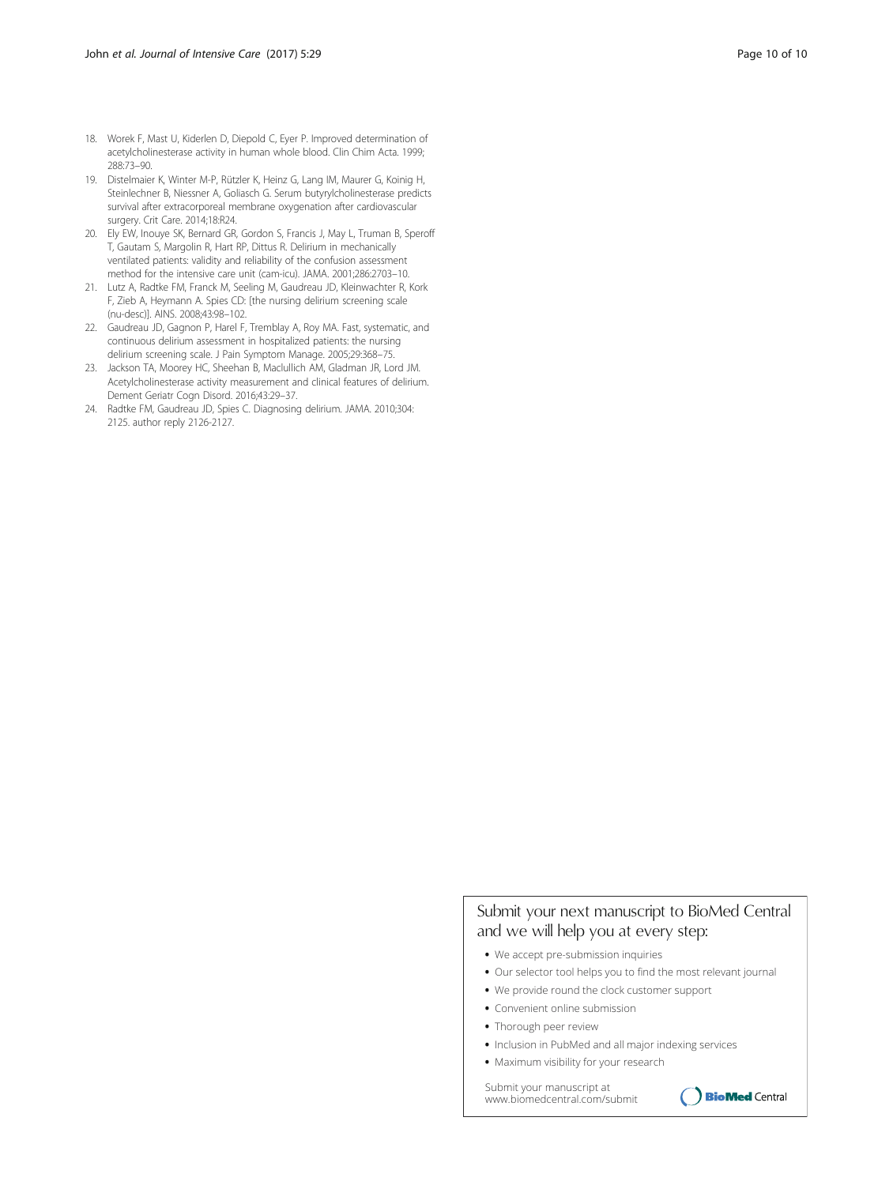18. Worek F, Mast U, Kiderlen D, Diepold C, Eyer P. Improved determination of acetylcholinesterase activity in human whole blood. Clin Chim Acta. 1999; 288:73–90.
19. Distelmaier K, Winter M-P, Rützler K, Heinz G, Lang IM, Maurer G, Koinig H, Steinlechner B, Niessner A, Goliasch G. Serum butyrylcholinesterase predicts survival after extracorporeal membrane oxygenation after cardiovascular surgery. Crit Care. 2014;18:R24.
20. Ely EW, Inouye SK, Bernard GR, Gordon S, Francis J, May L, Truman B, Speroff T, Gautam S, Margolin R, Hart RP, Dittus R. Delirium in mechanically ventilated patients: validity and reliability of the confusion assessment method for the intensive care unit (cam-icu). JAMA. 2001;286:2703–10.
21. Lutz A, Radtke FM, Franck M, Seeling M, Gaudreau JD, Kleinwachter R, Kork F, Zieb A, Heymann A. Spies CD: [the nursing delirium screening scale (nu-desc)]. AINS. 2008;43:98–102.
22. Gaudreau JD, Gagnon P, Harel F, Tremblay A, Roy MA. Fast, systematic, and continuous delirium assessment in hospitalized patients: the nursing delirium screening scale. J Pain Symptom Manage. 2005;29:368–75.
23. Jackson TA, Moorey HC, Sheehan B, Maclullich AM, Gladman JR, Lord JM. Acetylcholinesterase activity measurement and clinical features of delirium. Dement Geriatr Cogn Disord. 2016;43:29–37.
24. Radtke FM, Gaudreau JD, Spies C. Diagnosing delirium. JAMA. 2010;304: 2125. author reply 2126-2127.

Submit your next manuscript to BioMed Central and we will help you at every step:

- We accept pre-submission inquiries
- Our selector tool helps you to find the most relevant journal
- We provide round the clock customer support
- Convenient online submission
- Thorough peer review
- Inclusion in PubMed and all major indexing services
- Maximum visibility for your research

Submit your manuscript at www.biomedcentral.com/submit

BioMed Central